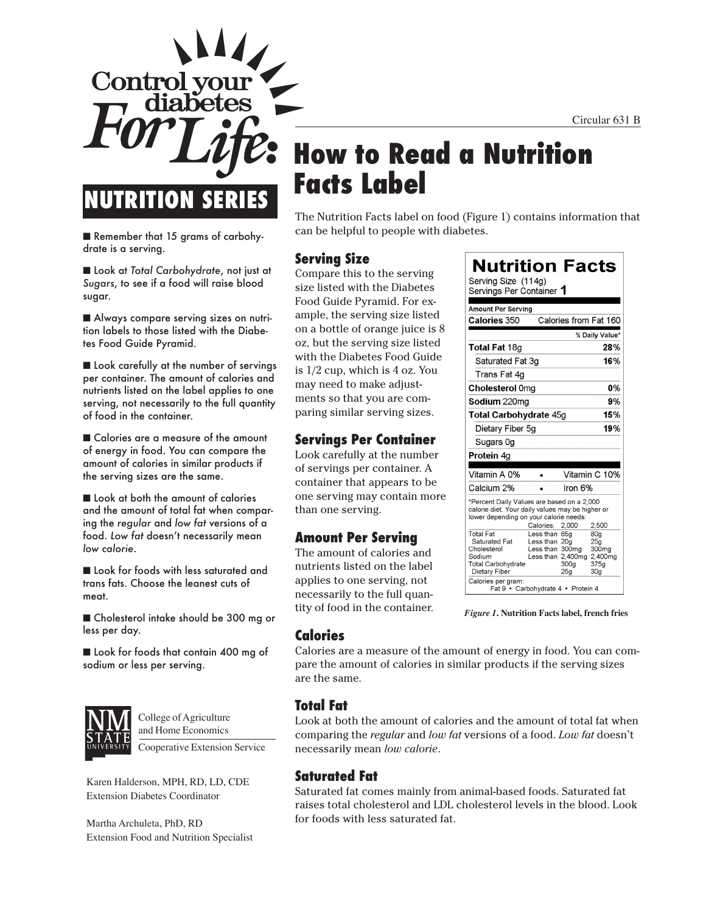# Control your diabetes For Life: How to Read a Nutrition Facts Label

## NUTRITION SERIES

Circular 631 B

- Remember that 15 grams of carbohydrate is a serving.
- Look at *Total Carbohydrate*, not just at *Sugars*, to see if a food will raise blood sugar.
- Always compare serving sizes on nutrition labels to those listed with the Diabetes Food Guide Pyramid.
- Look carefully at the number of servings per container. The amount of calories and nutrients listed on the label applies to one serving, not necessarily to the full quantity of food in the container.
- Calories are a measure of the amount of energy in food. You can compare the amount of calories in similar products if the serving sizes are the same.
- Look at both the amount of calories and the amount of total fat when comparing the *regular* and *low fat* versions of a food. *Low fat* doesn't necessarily mean *low calorie*.
- Look for foods with less saturated and trans fats. Choose the leanest cuts of meat.
- Cholesterol intake should be 300 mg or less per day.
- Look for foods that contain 400 mg of sodium or less per serving.

College of Agriculture and Home Economics
Cooperative Extension Service

Karen Halderson, MPH, RD, LD, CDE
Extension Diabetes Coordinator

Martha Archuleta, PhD, RD
Extension Food and Nutrition Specialist

The Nutrition Facts label on food (Figure 1) contains information that can be helpful to people with diabetes.

### Serving Size

Compare this to the serving size listed with the Diabetes Food Guide Pyramid. For example, the serving size listed on a bottle of orange juice is 8 oz, but the serving size listed with the Diabetes Food Guide is 1/2 cup, which is 4 oz. You may need to make adjustments so that you are comparing similar serving sizes.

### Servings Per Container

Look carefully at the number of servings per container. A container that appears to be one serving may contain more than one serving.

### Amount Per Serving

The amount of calories and nutrients listed on the label applies to one serving, not necessarily to the full quantity of food in the container.

**Nutrition Facts**

Serving Size (114g)
Servings Per Container **1**

| Amount Per Serving | |
|---|---|
| **Calories** 350 | Calories from Fat 160 |
| | % Daily Value* |
| **Total Fat** 18g | **28%** |
| Saturated Fat 3g | **16%** |
| Trans Fat 4g | |
| **Cholesterol** 0mg | **0%** |
| **Sodium** 220mg | **9%** |
| **Total Carbohydrate** 45g | **15%** |
| Dietary Fiber 5g | **19%** |
| Sugars 0g | |
| **Protein** 4g | |
| Vitamin A 0% • Calcium 2% | Vitamin C 10% • Iron 6% |

*Percent Daily Values are based on a 2,000 calorie diet. Your daily values may be higher or lower depending on your calorie needs:

| | Calories: | 2,000 | 2,500 |
|---|---|---|---|
| Total Fat | Less than | 65g | 80g |
| Saturated Fat | Less than | 20g | 25g |
| Cholesterol | Less than | 300mg | 300mg |
| Sodium | Less than | 2,400mg | 2,400mg |
| Total Carbohydrate | | 300g | 375g |
| Dietary Fiber | | 25g | 30g |

Calories per gram:
Fat 9 • Carbohydrate 4 • Protein 4

*Figure 1*. **Nutrition Facts label, french fries**

### Calories

Calories are a measure of the amount of energy in food. You can compare the amount of calories in similar products if the serving sizes are the same.

### Total Fat

Look at both the amount of calories and the amount of total fat when comparing the *regular* and *low fat* versions of a food. *Low fat* doesn't necessarily mean *low calorie*.

### Saturated Fat

Saturated fat comes mainly from animal-based foods. Saturated fat raises total cholesterol and LDL cholesterol levels in the blood. Look for foods with less saturated fat.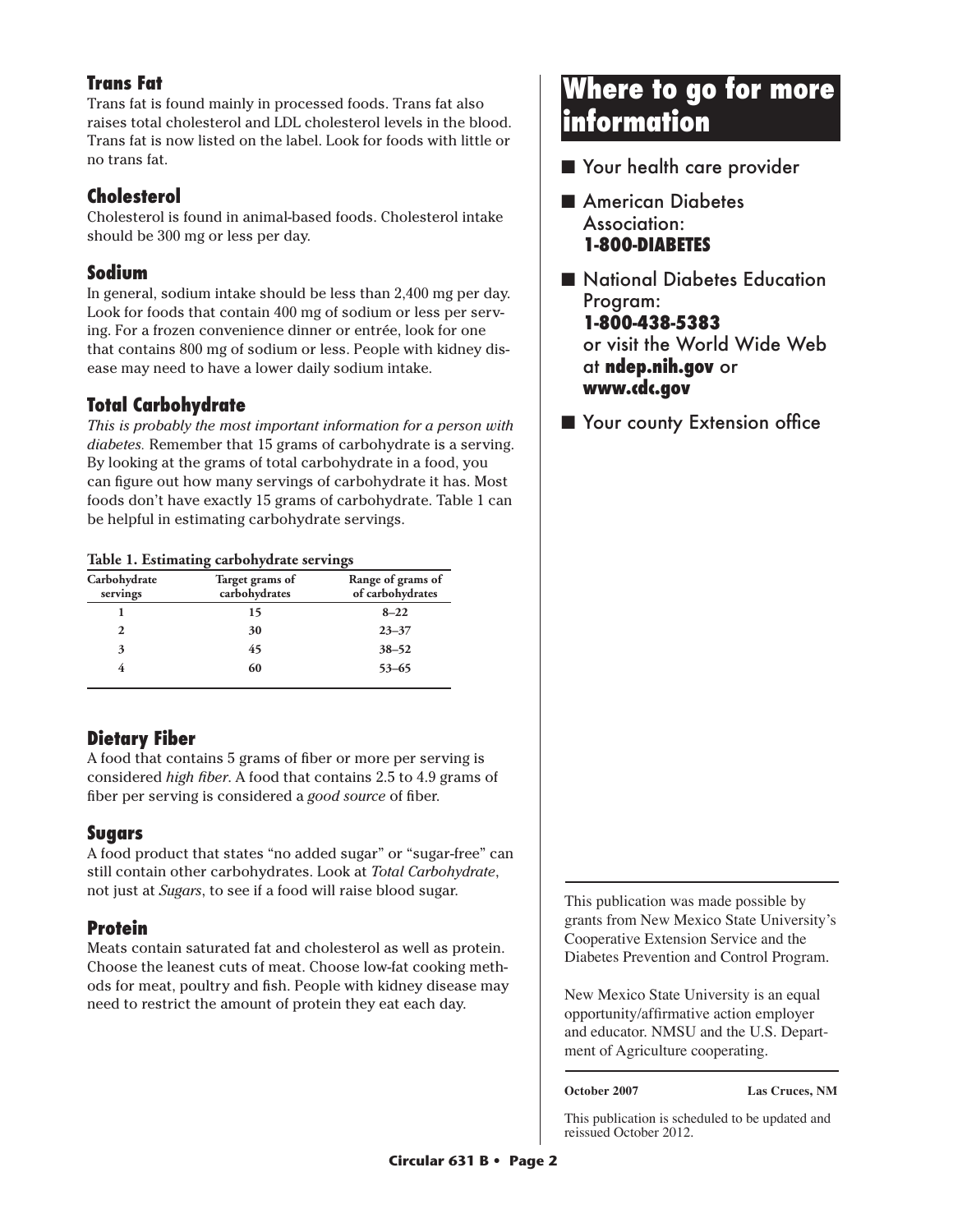## Trans Fat

Trans fat is found mainly in processed foods. Trans fat also raises total cholesterol and LDL cholesterol levels in the blood. Trans fat is now listed on the label. Look for foods with little or no trans fat.

## Cholesterol

Cholesterol is found in animal-based foods. Cholesterol intake should be 300 mg or less per day.

## Sodium

In general, sodium intake should be less than 2,400 mg per day. Look for foods that contain 400 mg of sodium or less per serving. For a frozen convenience dinner or entrée, look for one that contains 800 mg of sodium or less. People with kidney disease may need to have a lower daily sodium intake.

## Total Carbohydrate

*This is probably the most important information for a person with diabetes.* Remember that 15 grams of carbohydrate is a serving. By looking at the grams of total carbohydrate in a food, you can figure out how many servings of carbohydrate it has. Most foods don't have exactly 15 grams of carbohydrate. Table 1 can be helpful in estimating carbohydrate servings.

**Table 1. Estimating carbohydrate servings**

| Carbohydrate servings | Target grams of carbohydrates | Range of grams of of carbohydrates |
|---|---|---|
| 1 | 15 | 8–22 |
| 2 | 30 | 23–37 |
| 3 | 45 | 38–52 |
| 4 | 60 | 53–65 |

## Dietary Fiber

A food that contains 5 grams of fiber or more per serving is considered *high fiber*. A food that contains 2.5 to 4.9 grams of fiber per serving is considered a *good source* of fiber.

## Sugars

A food product that states "no added sugar" or "sugar-free" can still contain other carbohydrates. Look at *Total Carbohydrate*, not just at *Sugars*, to see if a food will raise blood sugar.

## Protein

Meats contain saturated fat and cholesterol as well as protein. Choose the leanest cuts of meat. Choose low-fat cooking methods for meat, poultry and fish. People with kidney disease may need to restrict the amount of protein they eat each day.

## Where to go for more information

- Your health care provider
- American Diabetes Association: **1-800-DIABETES**
- National Diabetes Education Program: **1-800-438-5383** or visit the World Wide Web at **ndep.nih.gov** or **www.cdc.gov**
- Your county Extension office

This publication was made possible by grants from New Mexico State University's Cooperative Extension Service and the Diabetes Prevention and Control Program.

New Mexico State University is an equal opportunity/affirmative action employer and educator. NMSU and the U.S. Department of Agriculture cooperating.

**October 2007** **Las Cruces, NM**

This publication is scheduled to be updated and reissued October 2012.